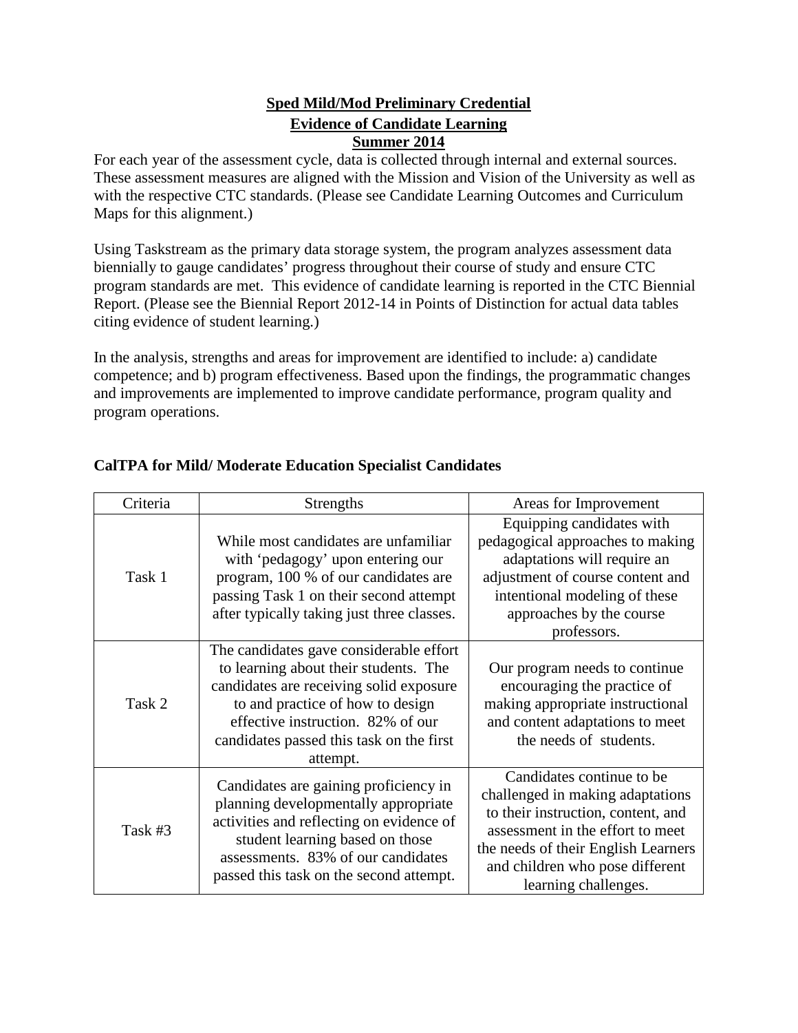# Sped Mild/Mod Preliminary Credential

## Evidence of Candidate Learning

## Summer 2014

For each year of the assessment cycle, data is collected through internal and external sources. These assessment measures are aligned with the Mission and Vision of the University as well as with the respective CTC standards. (Please see Candidate Learning Outcomes and Curriculum Maps for this alignment.)

Using Taskstream as the primary data storage system, the program analyzes assessment data biennially to gauge candidates' progress throughout their course of study and ensure CTC program standards are met. This evidence of candidate learning is reported in the CTC Biennial Report. (Please see the Biennial Report 2012-14 in Points of Distinction for actual data tables citing evidence of student learning.)

In the analysis, strengths and areas for improvement are identified to include: a) candidate competence; and b) program effectiveness. Based upon the findings, the programmatic changes and improvements are implemented to improve candidate performance, program quality and program operations.

**CalTPA for Mild/ Moderate Education Specialist Candidates**

| Criteria | Strengths | Areas for Improvement |
| --- | --- | --- |
| Task 1 | While most candidates are unfamiliar with 'pedagogy' upon entering our program, 100 % of our candidates are passing Task 1 on their second attempt after typically taking just three classes. | Equipping candidates with pedagogical approaches to making adaptations will require an adjustment of course content and intentional modeling of these approaches by the course professors. |
| Task 2 | The candidates gave considerable effort to learning about their students. The candidates are receiving solid exposure to and practice of how to design effective instruction. 82% of our candidates passed this task on the first attempt. | Our program needs to continue encouraging the practice of making appropriate instructional and content adaptations to meet the needs of students. |
| Task #3 | Candidates are gaining proficiency in planning developmentally appropriate activities and reflecting on evidence of student learning based on those assessments. 83% of our candidates passed this task on the second attempt. | Candidates continue to be challenged in making adaptations to their instruction, content, and assessment in the effort to meet the needs of their English Learners and children who pose different learning challenges. |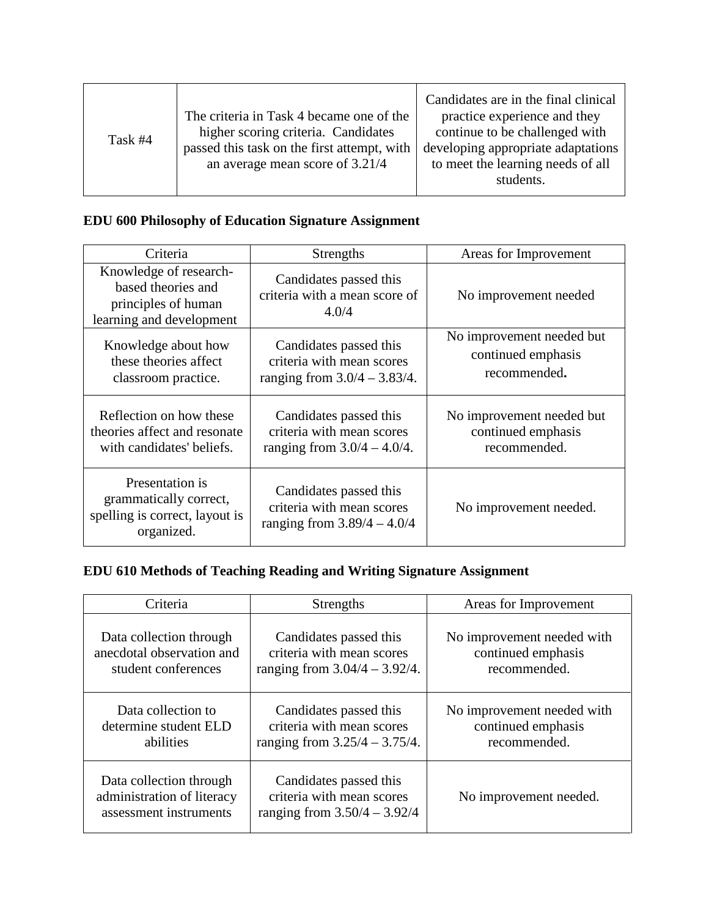| Task #4 | The criteria in Task 4 became one of the higher scoring criteria. Candidates passed this task on the first attempt, with an average mean score of 3.21/4 | Candidates are in the final clinical practice experience and they continue to be challenged with developing appropriate adaptations to meet the learning needs of all students. |
|---|---|---|

**EDU 600 Philosophy of Education Signature Assignment**

| Criteria | Strengths | Areas for Improvement |
|---|---|---|
| Knowledge of research-based theories and principles of human learning and development | Candidates passed this criteria with a mean score of 4.0/4 | No improvement needed |
| Knowledge about how these theories affect classroom practice. | Candidates passed this criteria with mean scores ranging from 3.0/4 – 3.83/4. | No improvement needed but continued emphasis recommended**.** |
| Reflection on how these theories affect and resonate with candidates' beliefs. | Candidates passed this criteria with mean scores ranging from 3.0/4 – 4.0/4. | No improvement needed but continued emphasis recommended. |
| Presentation is grammatically correct, spelling is correct, layout is organized. | Candidates passed this criteria with mean scores ranging from 3.89/4 – 4.0/4 | No improvement needed. |

**EDU 610 Methods of Teaching Reading and Writing Signature Assignment**

| Criteria | Strengths | Areas for Improvement |
|---|---|---|
| Data collection through anecdotal observation and student conferences | Candidates passed this criteria with mean scores ranging from 3.04/4 – 3.92/4. | No improvement needed with continued emphasis recommended. |
| Data collection to determine student ELD abilities | Candidates passed this criteria with mean scores ranging from 3.25/4 – 3.75/4. | No improvement needed with continued emphasis recommended. |
| Data collection through administration of literacy assessment instruments | Candidates passed this criteria with mean scores ranging from 3.50/4 – 3.92/4 | No improvement needed. |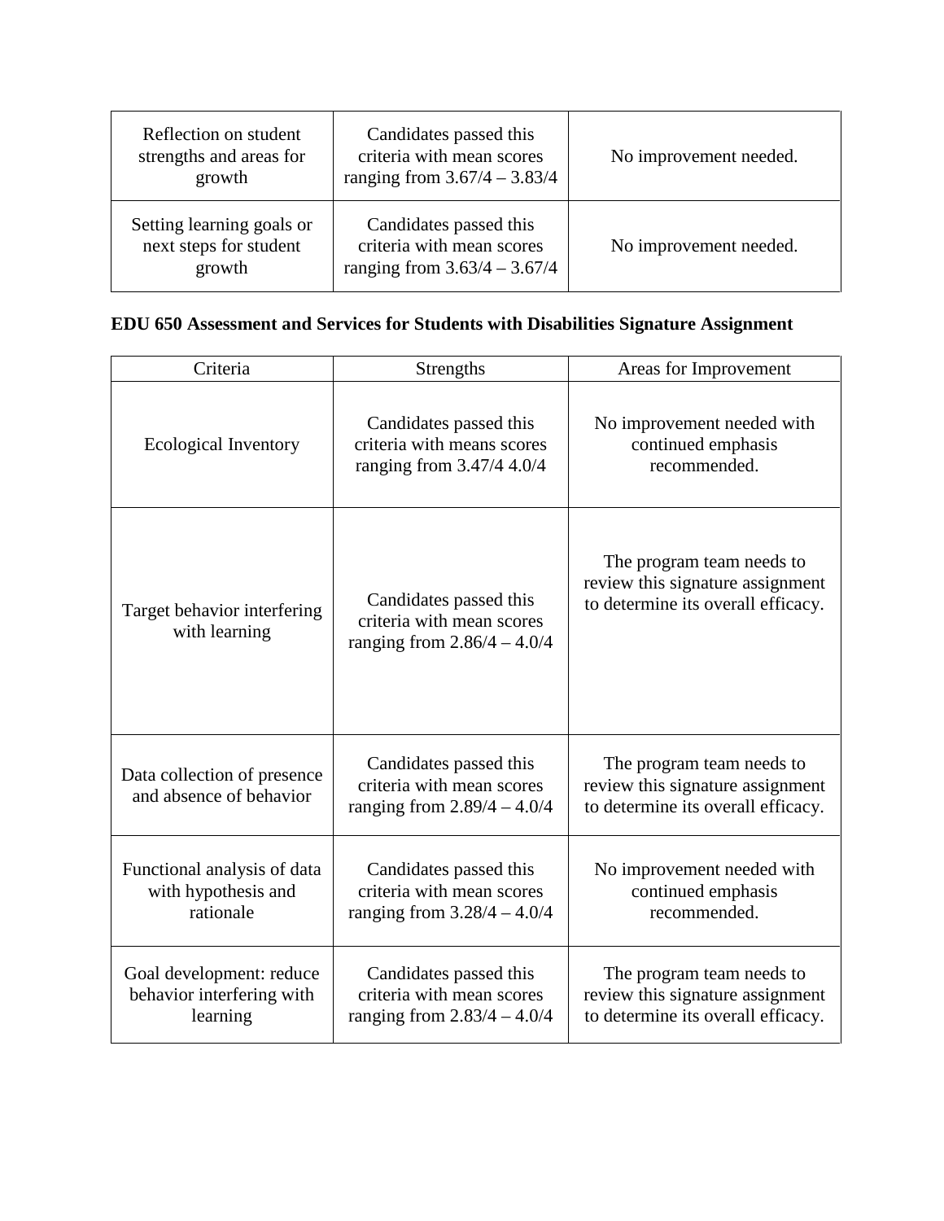| | | |
|---|---|---|
| Reflection on student strengths and areas for growth | Candidates passed this criteria with mean scores ranging from 3.67/4 – 3.83/4 | No improvement needed. |
| Setting learning goals or next steps for student growth | Candidates passed this criteria with mean scores ranging from 3.63/4 – 3.67/4 | No improvement needed. |

**EDU 650 Assessment and Services for Students with Disabilities Signature Assignment**

| Criteria | Strengths | Areas for Improvement |
|---|---|---|
| Ecological Inventory | Candidates passed this criteria with means scores ranging from 3.47/4 4.0/4 | No improvement needed with continued emphasis recommended. |
| Target behavior interfering with learning | Candidates passed this criteria with mean scores ranging from 2.86/4 – 4.0/4 | The program team needs to review this signature assignment to determine its overall efficacy. |
| Data collection of presence and absence of behavior | Candidates passed this criteria with mean scores ranging from 2.89/4 – 4.0/4 | The program team needs to review this signature assignment to determine its overall efficacy. |
| Functional analysis of data with hypothesis and rationale | Candidates passed this criteria with mean scores ranging from 3.28/4 – 4.0/4 | No improvement needed with continued emphasis recommended. |
| Goal development: reduce behavior interfering with learning | Candidates passed this criteria with mean scores ranging from 2.83/4 – 4.0/4 | The program team needs to review this signature assignment to determine its overall efficacy. |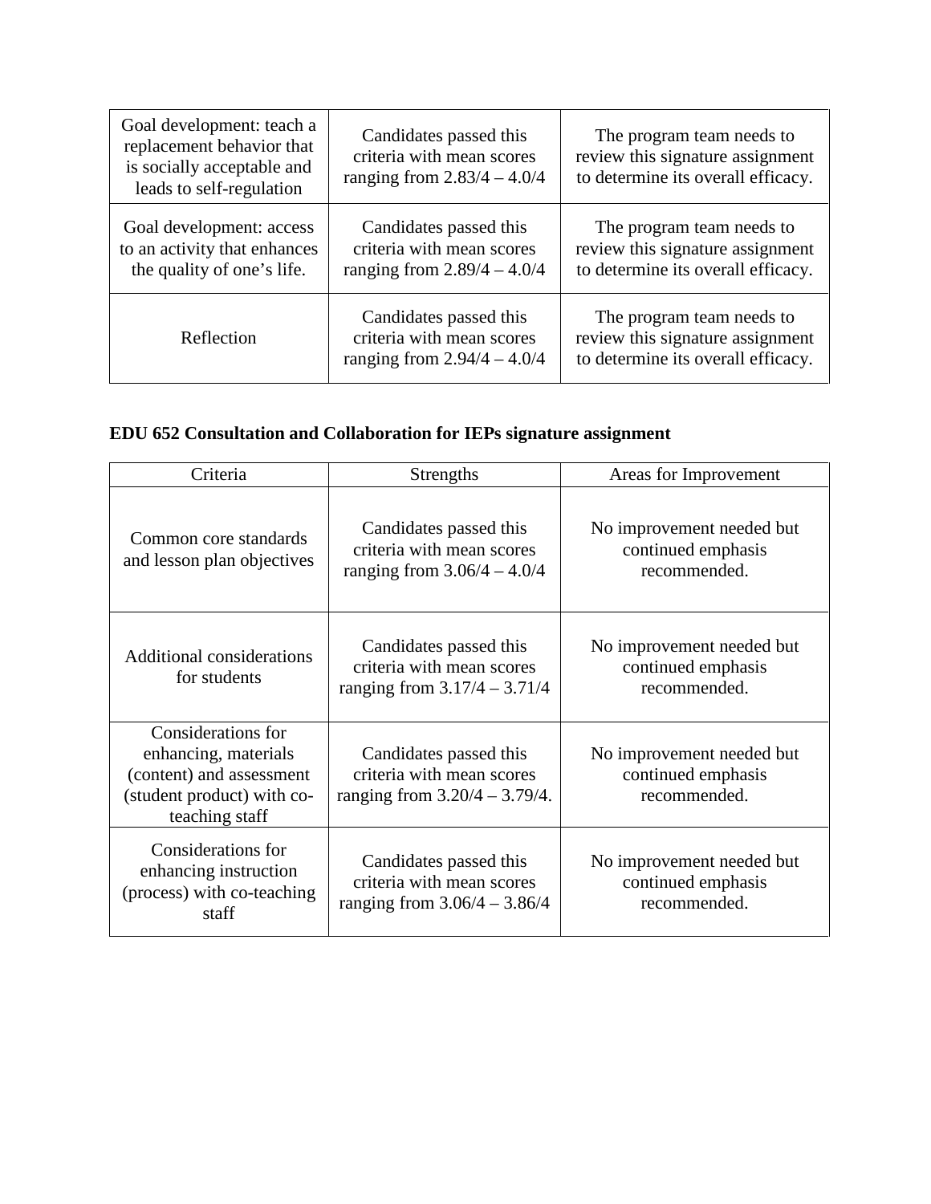| | | |
|---|---|---|
| Goal development: teach a replacement behavior that is socially acceptable and leads to self-regulation | Candidates passed this criteria with mean scores ranging from 2.83/4 – 4.0/4 | The program team needs to review this signature assignment to determine its overall efficacy. |
| Goal development: access to an activity that enhances the quality of one's life. | Candidates passed this criteria with mean scores ranging from 2.89/4 – 4.0/4 | The program team needs to review this signature assignment to determine its overall efficacy. |
| Reflection | Candidates passed this criteria with mean scores ranging from 2.94/4 – 4.0/4 | The program team needs to review this signature assignment to determine its overall efficacy. |

**EDU 652 Consultation and Collaboration for IEPs signature assignment**

| Criteria | Strengths | Areas for Improvement |
|---|---|---|
| Common core standards and lesson plan objectives | Candidates passed this criteria with mean scores ranging from 3.06/4 – 4.0/4 | No improvement needed but continued emphasis recommended. |
| Additional considerations for students | Candidates passed this criteria with mean scores ranging from 3.17/4 – 3.71/4 | No improvement needed but continued emphasis recommended. |
| Considerations for enhancing, materials (content) and assessment (student product) with co-teaching staff | Candidates passed this criteria with mean scores ranging from 3.20/4 – 3.79/4. | No improvement needed but continued emphasis recommended. |
| Considerations for enhancing instruction (process) with co-teaching staff | Candidates passed this criteria with mean scores ranging from 3.06/4 – 3.86/4 | No improvement needed but continued emphasis recommended. |